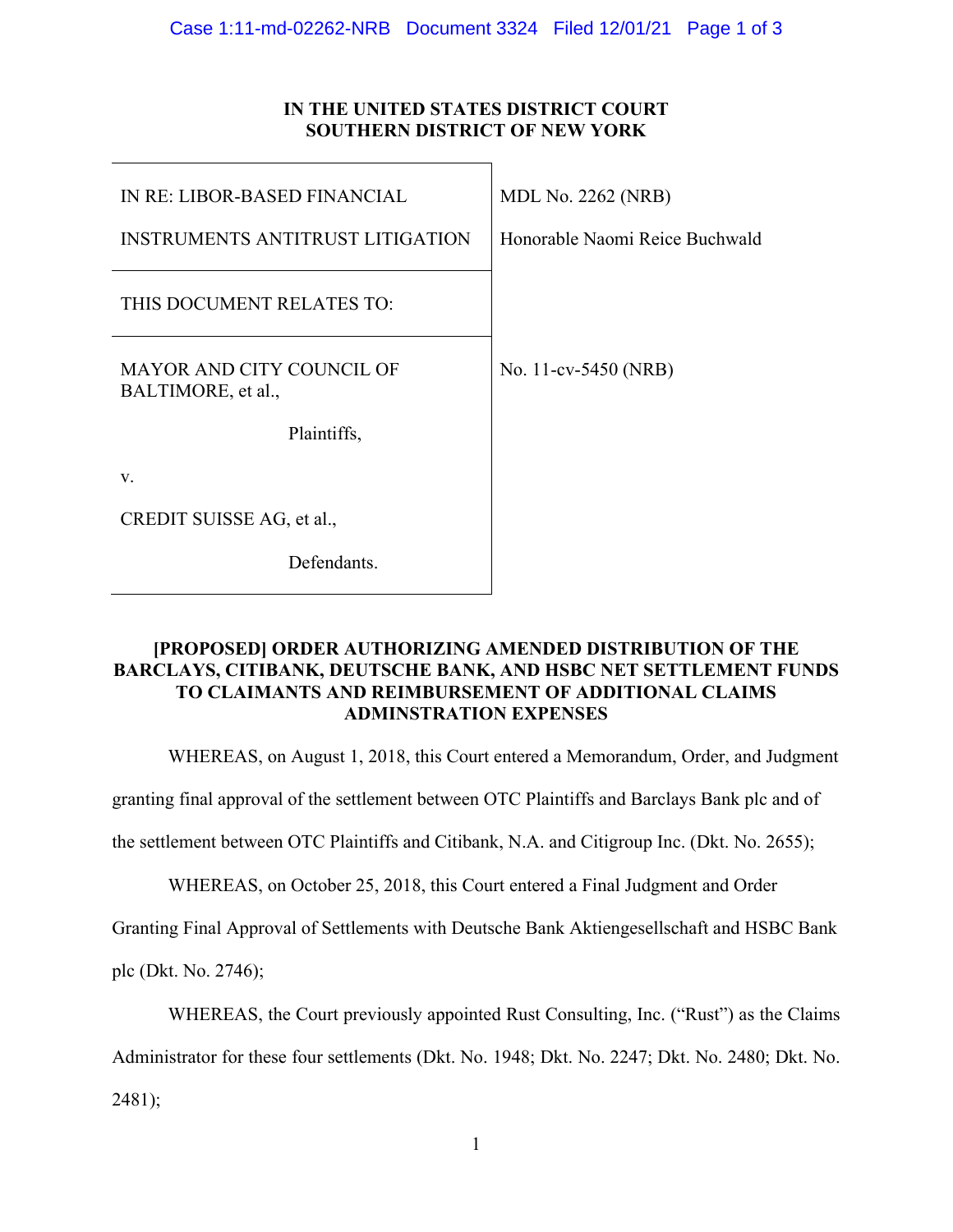**IN THE UNITED STATES DISTRICT COURT**
**SOUTHERN DISTRICT OF NEW YORK**

| | |
|---|---|
| IN RE: LIBOR-BASED FINANCIAL INSTRUMENTS ANTITRUST LITIGATION | MDL No. 2262 (NRB)<br>Honorable Naomi Reice Buchwald |
| THIS DOCUMENT RELATES TO: | |
| MAYOR AND CITY COUNCIL OF BALTIMORE, et al.,<br>Plaintiffs,<br>v.<br>CREDIT SUISSE AG, et al.,<br>Defendants. | No. 11-cv-5450 (NRB) |

**[PROPOSED] ORDER AUTHORIZING AMENDED DISTRIBUTION OF THE BARCLAYS, CITIBANK, DEUTSCHE BANK, AND HSBC NET SETTLEMENT FUNDS TO CLAIMANTS AND REIMBURSEMENT OF ADDITIONAL CLAIMS ADMINSTRATION EXPENSES**

WHEREAS, on August 1, 2018, this Court entered a Memorandum, Order, and Judgment granting final approval of the settlement between OTC Plaintiffs and Barclays Bank plc and of the settlement between OTC Plaintiffs and Citibank, N.A. and Citigroup Inc. (Dkt. No. 2655);

WHEREAS, on October 25, 2018, this Court entered a Final Judgment and Order Granting Final Approval of Settlements with Deutsche Bank Aktiengesellschaft and HSBC Bank plc (Dkt. No. 2746);

WHEREAS, the Court previously appointed Rust Consulting, Inc. ("Rust") as the Claims Administrator for these four settlements (Dkt. No. 1948; Dkt. No. 2247; Dkt. No. 2480; Dkt. No. 2481);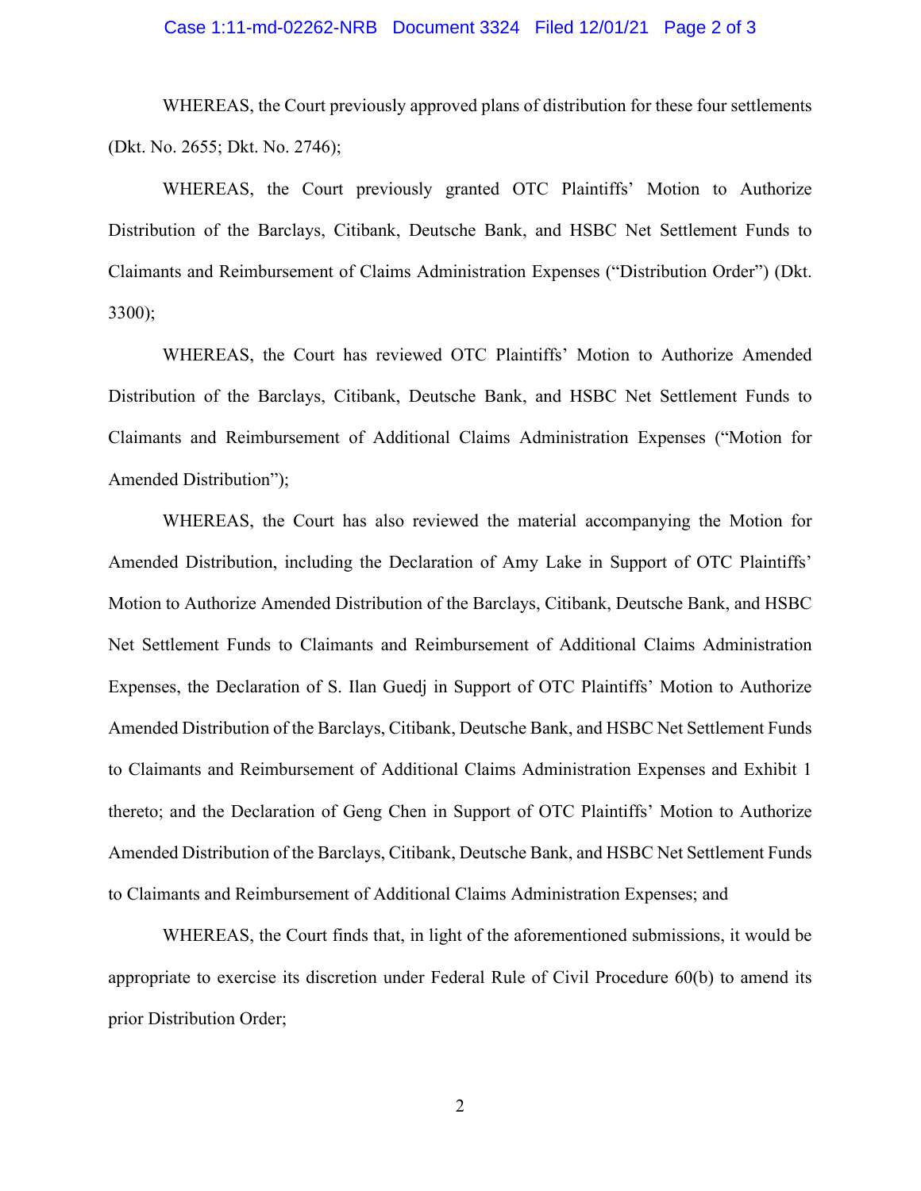WHEREAS, the Court previously approved plans of distribution for these four settlements (Dkt. No. 2655; Dkt. No. 2746);

WHEREAS, the Court previously granted OTC Plaintiffs' Motion to Authorize Distribution of the Barclays, Citibank, Deutsche Bank, and HSBC Net Settlement Funds to Claimants and Reimbursement of Claims Administration Expenses ("Distribution Order") (Dkt. 3300);

WHEREAS, the Court has reviewed OTC Plaintiffs' Motion to Authorize Amended Distribution of the Barclays, Citibank, Deutsche Bank, and HSBC Net Settlement Funds to Claimants and Reimbursement of Additional Claims Administration Expenses ("Motion for Amended Distribution");

WHEREAS, the Court has also reviewed the material accompanying the Motion for Amended Distribution, including the Declaration of Amy Lake in Support of OTC Plaintiffs' Motion to Authorize Amended Distribution of the Barclays, Citibank, Deutsche Bank, and HSBC Net Settlement Funds to Claimants and Reimbursement of Additional Claims Administration Expenses, the Declaration of S. Ilan Guedj in Support of OTC Plaintiffs' Motion to Authorize Amended Distribution of the Barclays, Citibank, Deutsche Bank, and HSBC Net Settlement Funds to Claimants and Reimbursement of Additional Claims Administration Expenses and Exhibit 1 thereto; and the Declaration of Geng Chen in Support of OTC Plaintiffs' Motion to Authorize Amended Distribution of the Barclays, Citibank, Deutsche Bank, and HSBC Net Settlement Funds to Claimants and Reimbursement of Additional Claims Administration Expenses; and

WHEREAS, the Court finds that, in light of the aforementioned submissions, it would be appropriate to exercise its discretion under Federal Rule of Civil Procedure 60(b) to amend its prior Distribution Order;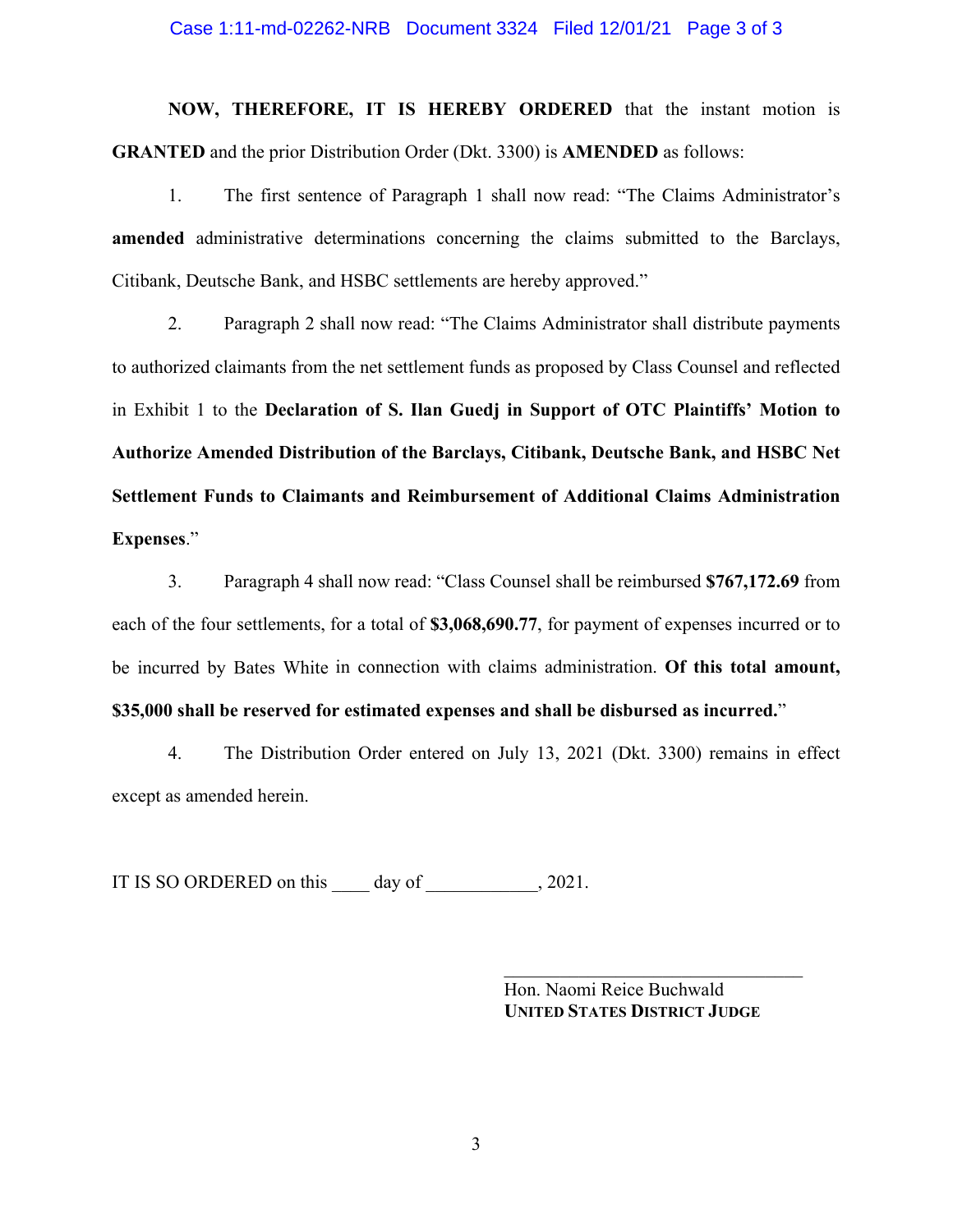**NOW, THEREFORE, IT IS HEREBY ORDERED** that the instant motion is **GRANTED** and the prior Distribution Order (Dkt. 3300) is **AMENDED** as follows:

1. The first sentence of Paragraph 1 shall now read: "The Claims Administrator's **amended** administrative determinations concerning the claims submitted to the Barclays, Citibank, Deutsche Bank, and HSBC settlements are hereby approved."

2. Paragraph 2 shall now read: "The Claims Administrator shall distribute payments to authorized claimants from the net settlement funds as proposed by Class Counsel and reflected in Exhibit 1 to the **Declaration of S. Ilan Guedj in Support of OTC Plaintiffs' Motion to Authorize Amended Distribution of the Barclays, Citibank, Deutsche Bank, and HSBC Net Settlement Funds to Claimants and Reimbursement of Additional Claims Administration Expenses**."

3. Paragraph 4 shall now read: "Class Counsel shall be reimbursed **$767,172.69** from each of the four settlements, for a total of **$3,068,690.77**, for payment of expenses incurred or to be incurred by Bates White in connection with claims administration. **Of this total amount, $35,000 shall be reserved for estimated expenses and shall be disbursed as incurred.**"

4. The Distribution Order entered on July 13, 2021 (Dkt. 3300) remains in effect except as amended herein.

IT IS SO ORDERED on this ____ day of ____________, 2021.

\_\_\_\_\_\_\_\_\_\_\_\_\_\_\_\_\_\_\_\_\_\_\_\_\_\_\_\_\_\_\_\_\_\_

Hon. Naomi Reice Buchwald
**UNITED STATES DISTRICT JUDGE**